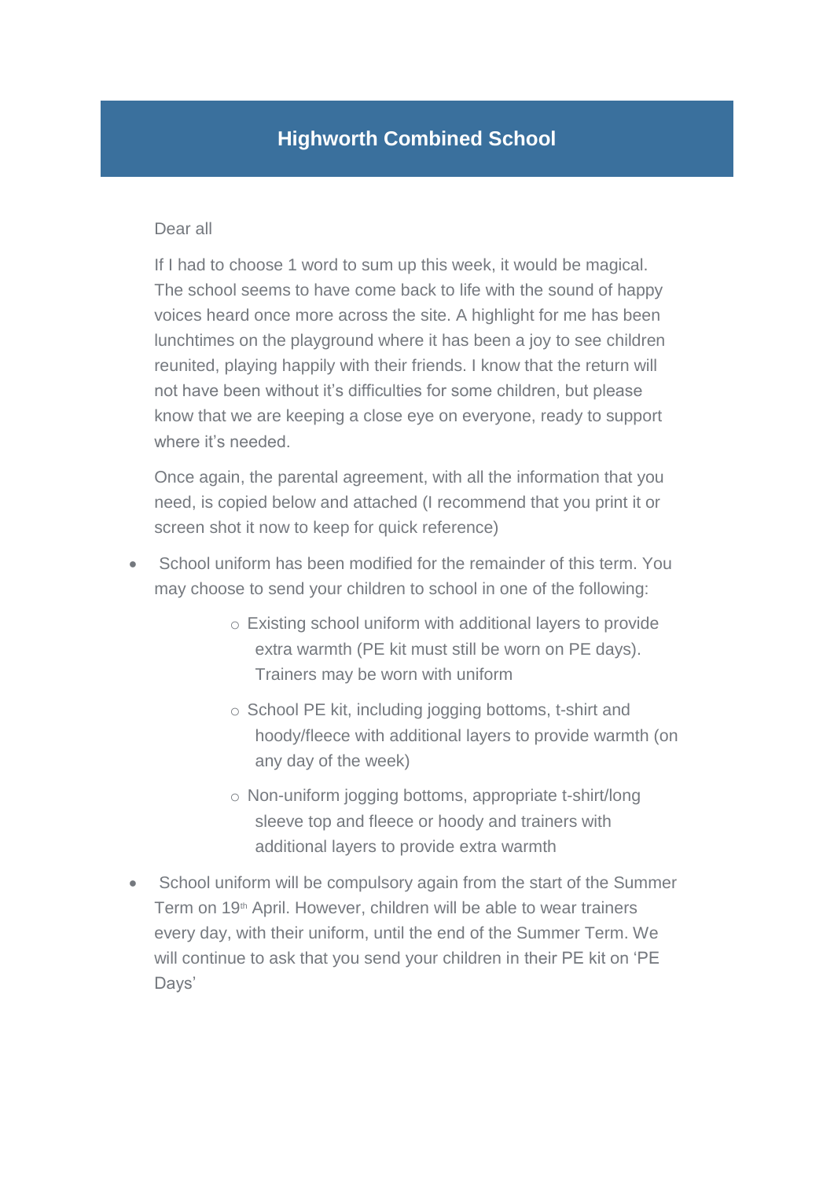# Highworth Combined School

Dear all

If I had to choose 1 word to sum up this week, it would be magical. The school seems to have come back to life with the sound of happy voices heard once more across the site. A highlight for me has been lunchtimes on the playground where it has been a joy to see children reunited, playing happily with their friends. I know that the return will not have been without it's difficulties for some children, but please know that we are keeping a close eye on everyone, ready to support where it's needed.

Once again, the parental agreement, with all the information that you need, is copied below and attached (I recommend that you print it or screen shot it now to keep for quick reference)

- School uniform has been modified for the remainder of this term. You may choose to send your children to school in one of the following:
  - Existing school uniform with additional layers to provide extra warmth (PE kit must still be worn on PE days). Trainers may be worn with uniform
  - School PE kit, including jogging bottoms, t-shirt and hoody/fleece with additional layers to provide warmth (on any day of the week)
  - Non-uniform jogging bottoms, appropriate t-shirt/long sleeve top and fleece or hoody and trainers with additional layers to provide extra warmth
- School uniform will be compulsory again from the start of the Summer Term on 19th April. However, children will be able to wear trainers every day, with their uniform, until the end of the Summer Term. We will continue to ask that you send your children in their PE kit on 'PE Days'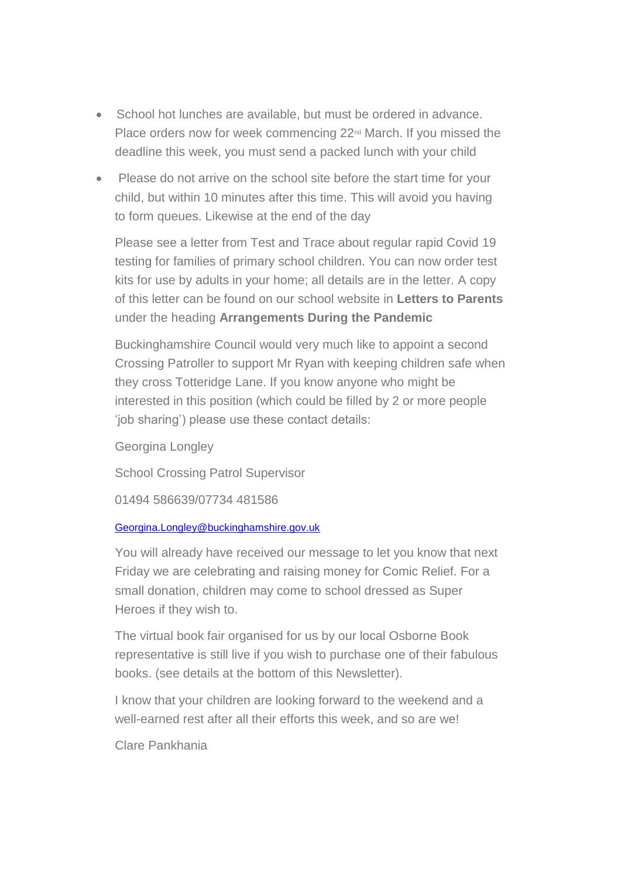- School hot lunches are available, but must be ordered in advance. Place orders now for week commencing 22nd March. If you missed the deadline this week, you must send a packed lunch with your child
- Please do not arrive on the school site before the start time for your child, but within 10 minutes after this time. This will avoid you having to form queues. Likewise at the end of the day

Please see a letter from Test and Trace about regular rapid Covid 19 testing for families of primary school children. You can now order test kits for use by adults in your home; all details are in the letter. A copy of this letter can be found on our school website in **Letters to Parents** under the heading **Arrangements During the Pandemic**

Buckinghamshire Council would very much like to appoint a second Crossing Patroller to support Mr Ryan with keeping children safe when they cross Totteridge Lane. If you know anyone who might be interested in this position (which could be filled by 2 or more people 'job sharing') please use these contact details:

Georgina Longley

School Crossing Patrol Supervisor

01494 586639/07734 481586

Georgina.Longley@buckinghamshire.gov.uk

You will already have received our message to let you know that next Friday we are celebrating and raising money for Comic Relief. For a small donation, children may come to school dressed as Super Heroes if they wish to.

The virtual book fair organised for us by our local Osborne Book representative is still live if you wish to purchase one of their fabulous books. (see details at the bottom of this Newsletter).

I know that your children are looking forward to the weekend and a well-earned rest after all their efforts this week, and so are we!

Clare Pankhania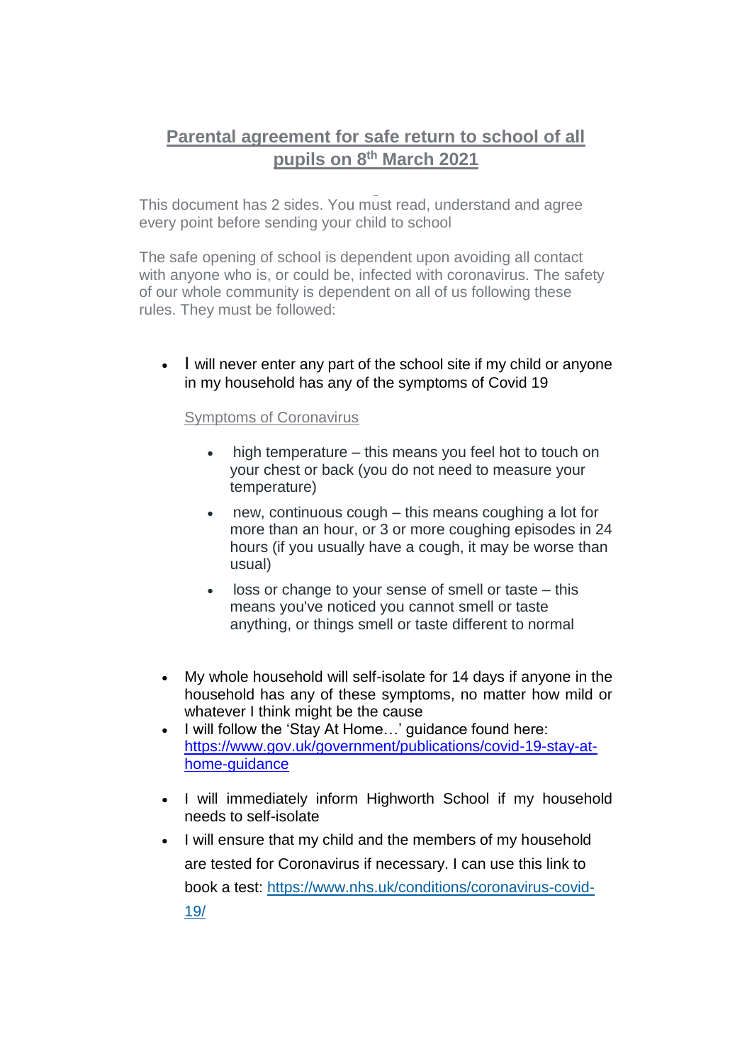## Parental agreement for safe return to school of all pupils on 8th March 2021

This document has 2 sides. You must read, understand and agree every point before sending your child to school

The safe opening of school is dependent upon avoiding all contact with anyone who is, or could be, infected with coronavirus. The safety of our whole community is dependent on all of us following these rules. They must be followed:

- I will never enter any part of the school site if my child or anyone in my household has any of the symptoms of Covid 19

  Symptoms of Coronavirus

  - high temperature – this means you feel hot to touch on your chest or back (you do not need to measure your temperature)
  - new, continuous cough – this means coughing a lot for more than an hour, or 3 or more coughing episodes in 24 hours (if you usually have a cough, it may be worse than usual)
  - loss or change to your sense of smell or taste – this means you've noticed you cannot smell or taste anything, or things smell or taste different to normal

- My whole household will self-isolate for 14 days if anyone in the household has any of these symptoms, no matter how mild or whatever I think might be the cause
- I will follow the 'Stay At Home…' guidance found here: https://www.gov.uk/government/publications/covid-19-stay-at-home-guidance
- I will immediately inform Highworth School if my household needs to self-isolate
- I will ensure that my child and the members of my household are tested for Coronavirus if necessary. I can use this link to book a test: https://www.nhs.uk/conditions/coronavirus-covid-19/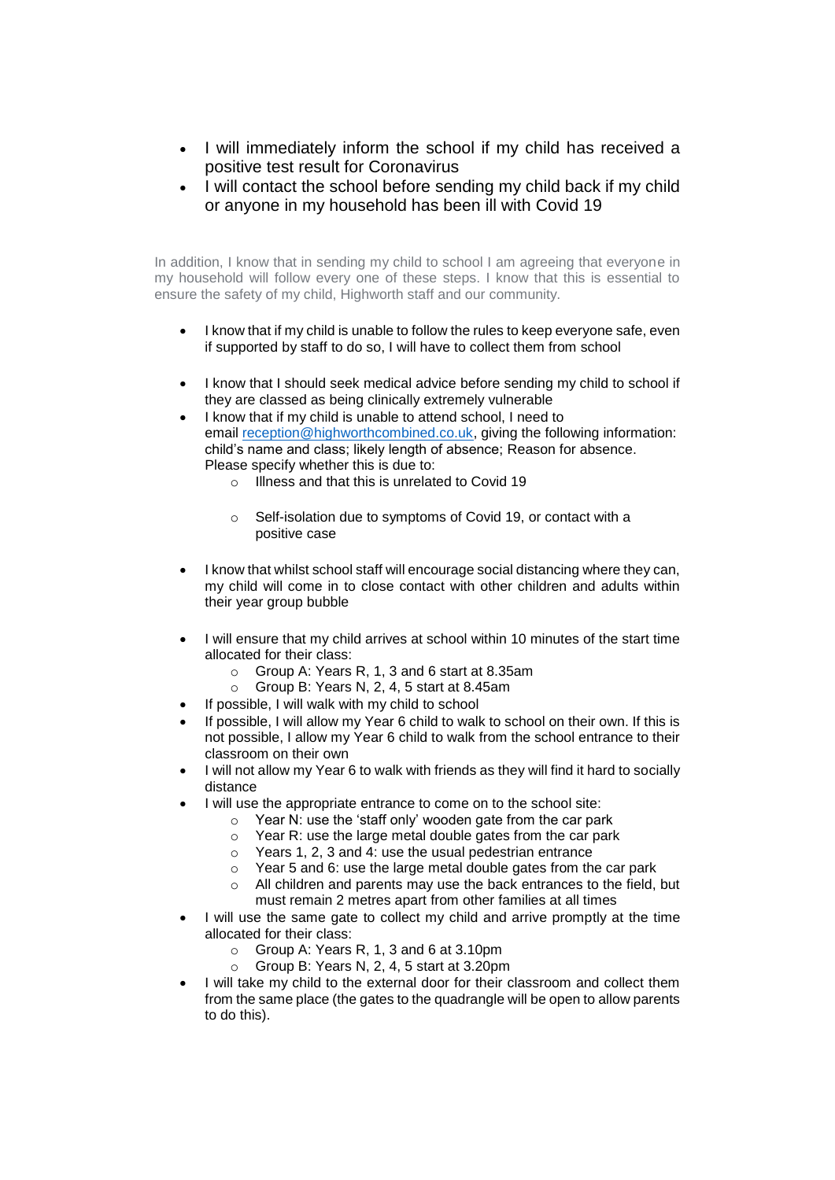- I will immediately inform the school if my child has received a positive test result for Coronavirus
- I will contact the school before sending my child back if my child or anyone in my household has been ill with Covid 19

In addition, I know that in sending my child to school I am agreeing that everyone in my household will follow every one of these steps. I know that this is essential to ensure the safety of my child, Highworth staff and our community.

- I know that if my child is unable to follow the rules to keep everyone safe, even if supported by staff to do so, I will have to collect them from school
- I know that I should seek medical advice before sending my child to school if they are classed as being clinically extremely vulnerable
- I know that if my child is unable to attend school, I need to email [reception@highworthcombined.co.uk](mailto:reception@highworthcombined.co.uk), giving the following information: child's name and class; likely length of absence; Reason for absence. Please specify whether this is due to:
  - Illness and that this is unrelated to Covid 19
  - Self-isolation due to symptoms of Covid 19, or contact with a positive case
- I know that whilst school staff will encourage social distancing where they can, my child will come in to close contact with other children and adults within their year group bubble
- I will ensure that my child arrives at school within 10 minutes of the start time allocated for their class:
  - Group A: Years R, 1, 3 and 6 start at 8.35am
  - Group B: Years N, 2, 4, 5 start at 8.45am
- If possible, I will walk with my child to school
- If possible, I will allow my Year 6 child to walk to school on their own. If this is not possible, I allow my Year 6 child to walk from the school entrance to their classroom on their own
- I will not allow my Year 6 to walk with friends as they will find it hard to socially distance
- I will use the appropriate entrance to come on to the school site:
  - Year N: use the 'staff only' wooden gate from the car park
  - Year R: use the large metal double gates from the car park
  - Years 1, 2, 3 and 4: use the usual pedestrian entrance
  - Year 5 and 6: use the large metal double gates from the car park
  - All children and parents may use the back entrances to the field, but must remain 2 metres apart from other families at all times
- I will use the same gate to collect my child and arrive promptly at the time allocated for their class:
  - Group A: Years R, 1, 3 and 6 at 3.10pm
  - Group B: Years N, 2, 4, 5 start at 3.20pm
- I will take my child to the external door for their classroom and collect them from the same place (the gates to the quadrangle will be open to allow parents to do this).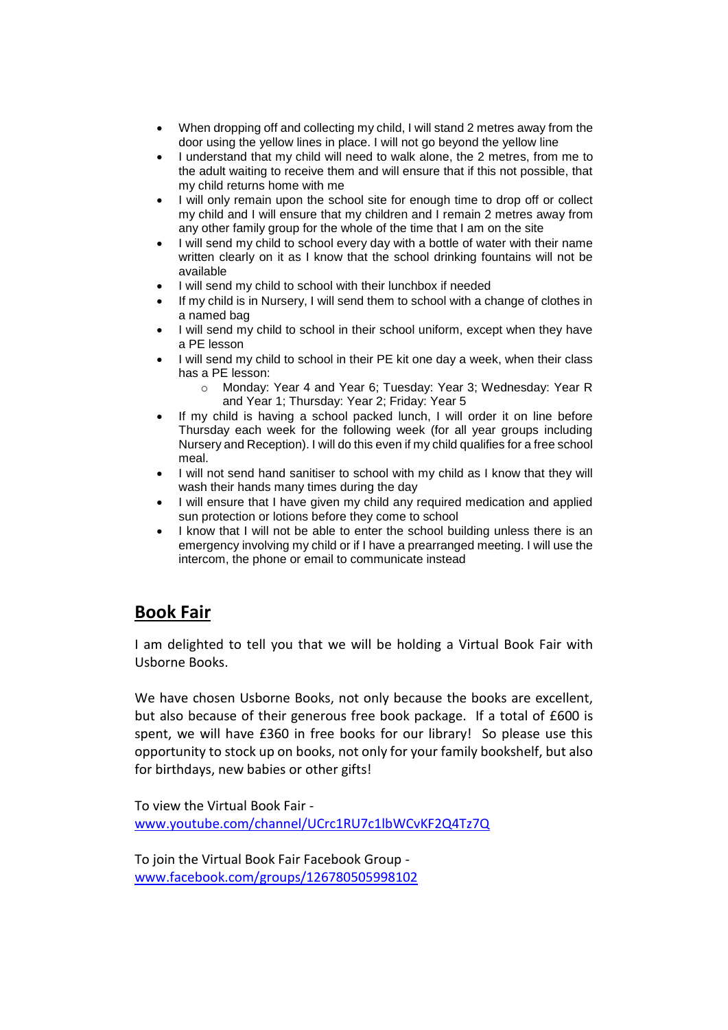- When dropping off and collecting my child, I will stand 2 metres away from the door using the yellow lines in place. I will not go beyond the yellow line
- I understand that my child will need to walk alone, the 2 metres, from me to the adult waiting to receive them and will ensure that if this not possible, that my child returns home with me
- I will only remain upon the school site for enough time to drop off or collect my child and I will ensure that my children and I remain 2 metres away from any other family group for the whole of the time that I am on the site
- I will send my child to school every day with a bottle of water with their name written clearly on it as I know that the school drinking fountains will not be available
- I will send my child to school with their lunchbox if needed
- If my child is in Nursery, I will send them to school with a change of clothes in a named bag
- I will send my child to school in their school uniform, except when they have a PE lesson
- I will send my child to school in their PE kit one day a week, when their class has a PE lesson:
  - Monday: Year 4 and Year 6; Tuesday: Year 3; Wednesday: Year R and Year 1; Thursday: Year 2; Friday: Year 5
- If my child is having a school packed lunch, I will order it on line before Thursday each week for the following week (for all year groups including Nursery and Reception). I will do this even if my child qualifies for a free school meal.
- I will not send hand sanitiser to school with my child as I know that they will wash their hands many times during the day
- I will ensure that I have given my child any required medication and applied sun protection or lotions before they come to school
- I know that I will not be able to enter the school building unless there is an emergency involving my child or if I have a prearranged meeting. I will use the intercom, the phone or email to communicate instead

## Book Fair

I am delighted to tell you that we will be holding a Virtual Book Fair with Usborne Books.

We have chosen Usborne Books, not only because the books are excellent, but also because of their generous free book package. If a total of £600 is spent, we will have £360 in free books for our library! So please use this opportunity to stock up on books, not only for your family bookshelf, but also for birthdays, new babies or other gifts!

To view the Virtual Book Fair -
www.youtube.com/channel/UCrc1RU7c1lbWCvKF2Q4Tz7Q

To join the Virtual Book Fair Facebook Group -
www.facebook.com/groups/126780505998102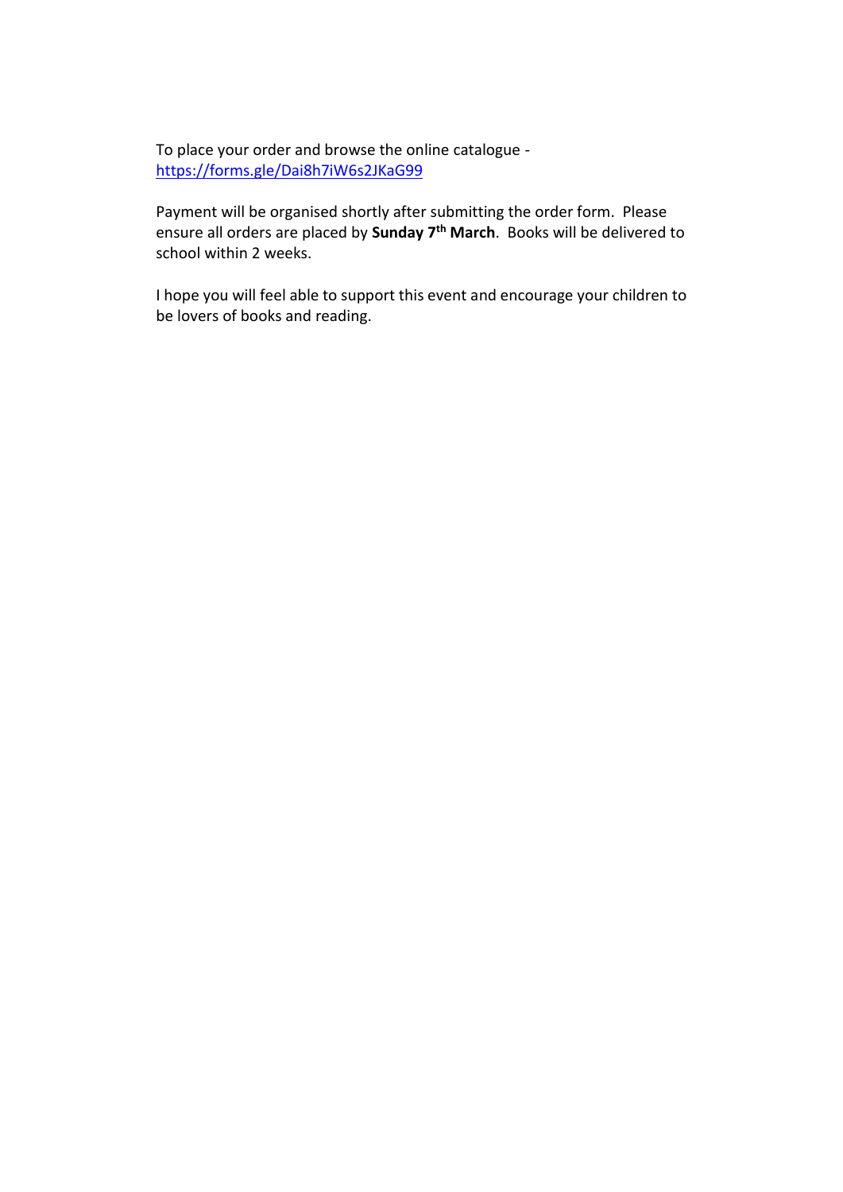To place your order and browse the online catalogue - [https://forms.gle/Dai8h7iW6s2JKaG99](https://forms.gle/Dai8h7iW6s2JKaG99)

Payment will be organised shortly after submitting the order form. Please ensure all orders are placed by **Sunday 7th March**. Books will be delivered to school within 2 weeks.

I hope you will feel able to support this event and encourage your children to be lovers of books and reading.